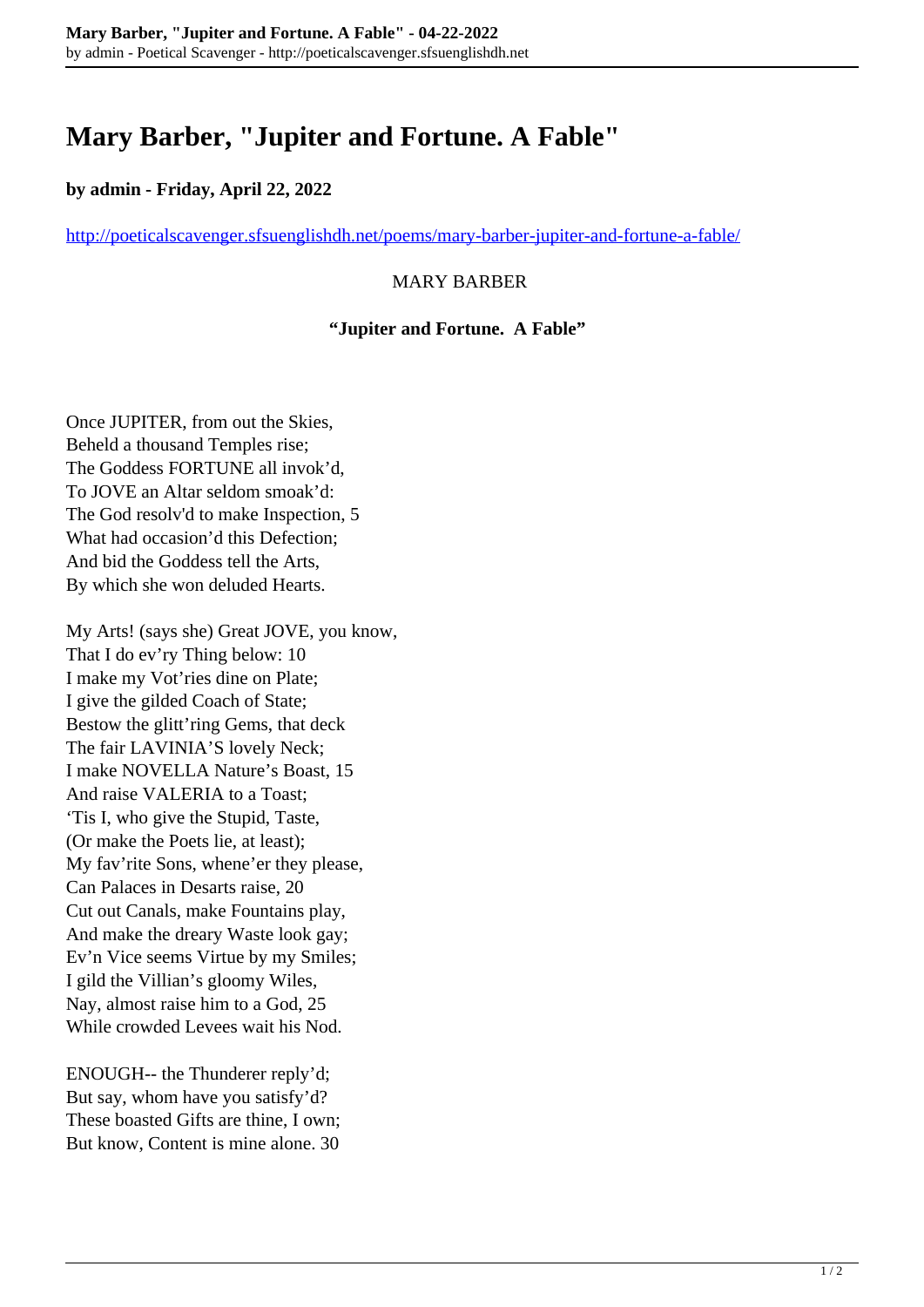# Mary Barber, "Jupiter and Fortune. A Fable"

**by admin - Friday, April 22, 2022**

http://poeticalscavenger.sfsuenglishdh.net/poems/mary-barber-jupiter-and-fortune-a-fable/

MARY BARBER

**"Jupiter and Fortune. A Fable"**

Once JUPITER, from out the Skies,
Beheld a thousand Temples rise;
The Goddess FORTUNE all invok'd,
To JOVE an Altar seldom smoak'd:
The God resolv'd to make Inspection, 5
What had occasion'd this Defection;
And bid the Goddess tell the Arts,
By which she won deluded Hearts.

My Arts! (says she) Great JOVE, you know,
That I do ev'ry Thing below: 10
I make my Vot'ries dine on Plate;
I give the gilded Coach of State;
Bestow the glitt'ring Gems, that deck
The fair LAVINIA'S lovely Neck;
I make NOVELLA Nature's Boast, 15
And raise VALERIA to a Toast;
'Tis I, who give the Stupid, Taste,
(Or make the Poets lie, at least);
My fav'rite Sons, whene'er they please,
Can Palaces in Desarts raise, 20
Cut out Canals, make Fountains play,
And make the dreary Waste look gay;
Ev'n Vice seems Virtue by my Smiles;
I gild the Villian's gloomy Wiles,
Nay, almost raise him to a God, 25
While crowded Levees wait his Nod.

ENOUGH-- the Thunderer reply'd;
But say, whom have you satisfy'd?
These boasted Gifts are thine, I own;
But know, Content is mine alone. 30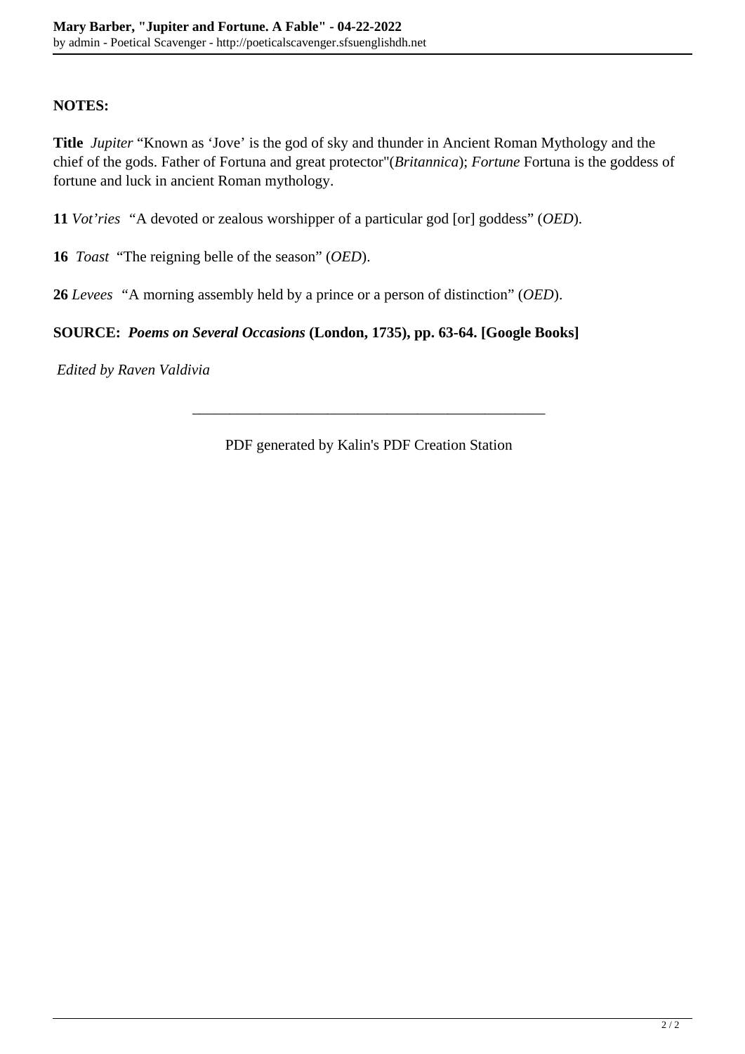**NOTES:**

**Title** *Jupiter* "Known as 'Jove' is the god of sky and thunder in Ancient Roman Mythology and the chief of the gods. Father of Fortuna and great protector"(*Britannica*); *Fortune* Fortuna is the goddess of fortune and luck in ancient Roman mythology.

**11** *Vot'ries* "A devoted or zealous worshipper of a particular god [or] goddess" (*OED*).

**16** *Toast* "The reigning belle of the season" (*OED*).

**26** *Levees* "A morning assembly held by a prince or a person of distinction" (*OED*).

**SOURCE:** ***Poems on Several Occasions*** **(London, 1735), pp. 63-64. [Google Books]**

*Edited by Raven Valdivia*

---

PDF generated by Kalin's PDF Creation Station